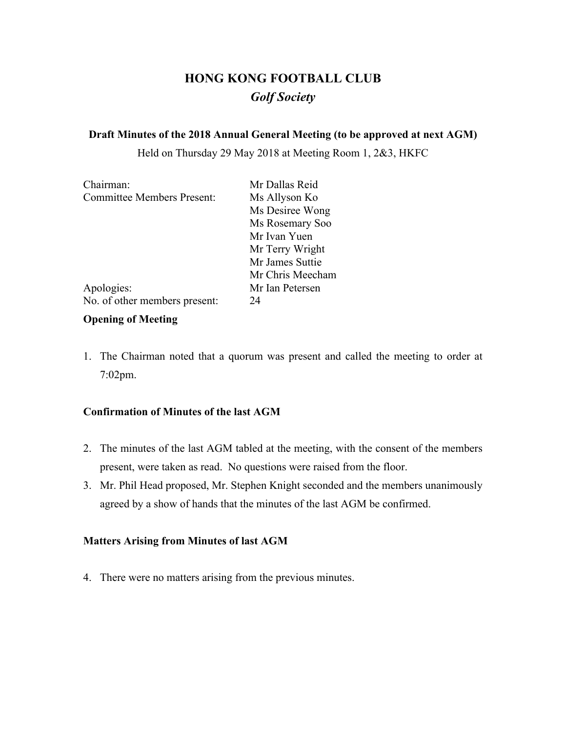# HONG KONG FOOTBALL CLUB

## *Golf Society*

**Draft Minutes of the 2018 Annual General Meeting (to be approved at next AGM)**

Held on Thursday 29 May 2018 at Meeting Room 1, 2&3, HKFC

| | |
|---|---|
| Chairman: | Mr Dallas Reid |
| Committee Members Present: | Ms Allyson Ko |
| | Ms Desiree Wong |
| | Ms Rosemary Soo |
| | Mr Ivan Yuen |
| | Mr Terry Wright |
| | Mr James Suttie |
| | Mr Chris Meecham |
| Apologies: | Mr Ian Petersen |
| No. of other members present: | 24 |

**Opening of Meeting**

1. The Chairman noted that a quorum was present and called the meeting to order at 7:02pm.

**Confirmation of Minutes of the last AGM**

2. The minutes of the last AGM tabled at the meeting, with the consent of the members present, were taken as read. No questions were raised from the floor.
3. Mr. Phil Head proposed, Mr. Stephen Knight seconded and the members unanimously agreed by a show of hands that the minutes of the last AGM be confirmed.

**Matters Arising from Minutes of last AGM**

4. There were no matters arising from the previous minutes.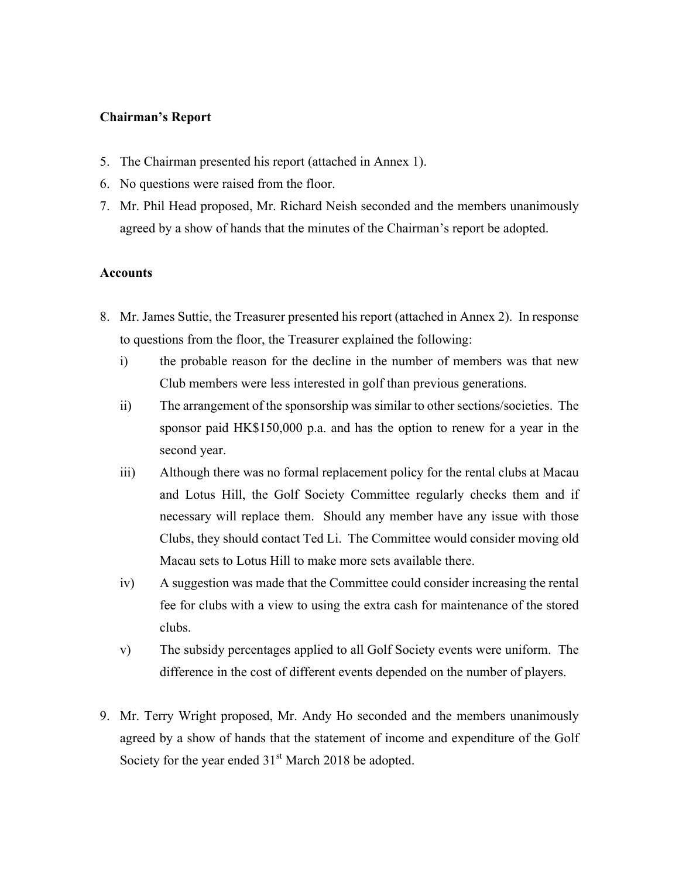**Chairman's Report**

5. The Chairman presented his report (attached in Annex 1).
6. No questions were raised from the floor.
7. Mr. Phil Head proposed, Mr. Richard Neish seconded and the members unanimously agreed by a show of hands that the minutes of the Chairman's report be adopted.

**Accounts**

8. Mr. James Suttie, the Treasurer presented his report (attached in Annex 2). In response to questions from the floor, the Treasurer explained the following:
   i) the probable reason for the decline in the number of members was that new Club members were less interested in golf than previous generations.
   ii) The arrangement of the sponsorship was similar to other sections/societies. The sponsor paid HK$150,000 p.a. and has the option to renew for a year in the second year.
   iii) Although there was no formal replacement policy for the rental clubs at Macau and Lotus Hill, the Golf Society Committee regularly checks them and if necessary will replace them. Should any member have any issue with those Clubs, they should contact Ted Li. The Committee would consider moving old Macau sets to Lotus Hill to make more sets available there.
   iv) A suggestion was made that the Committee could consider increasing the rental fee for clubs with a view to using the extra cash for maintenance of the stored clubs.
   v) The subsidy percentages applied to all Golf Society events were uniform. The difference in the cost of different events depended on the number of players.

9. Mr. Terry Wright proposed, Mr. Andy Ho seconded and the members unanimously agreed by a show of hands that the statement of income and expenditure of the Golf Society for the year ended 31st March 2018 be adopted.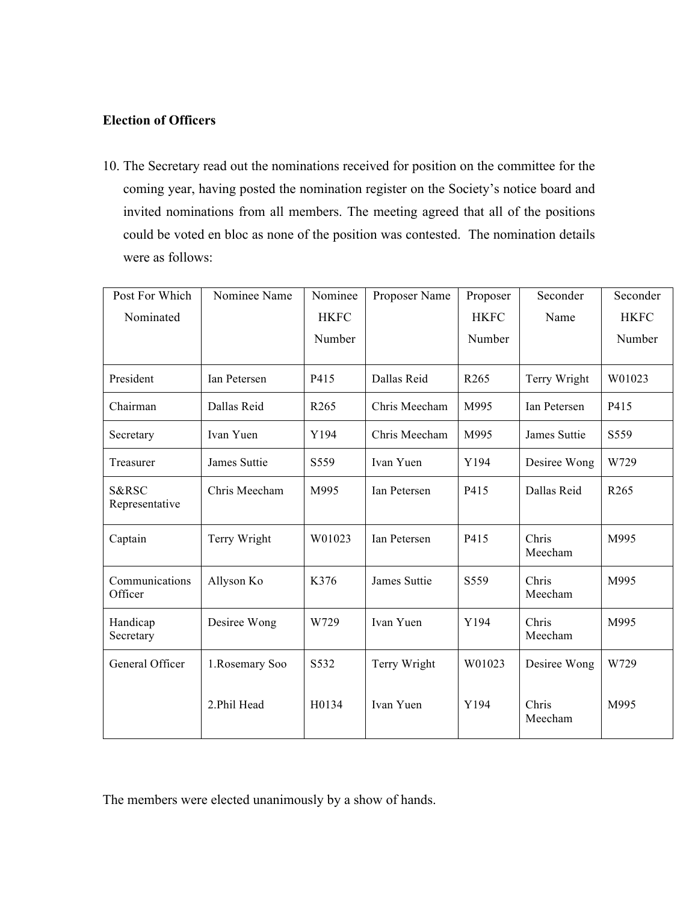**Election of Officers**

10. The Secretary read out the nominations received for position on the committee for the coming year, having posted the nomination register on the Society's notice board and invited nominations from all members. The meeting agreed that all of the positions could be voted en bloc as none of the position was contested. The nomination details were as follows:

| Post For Which Nominated | Nominee Name | Nominee HKFC Number | Proposer Name | Proposer HKFC Number | Seconder Name | Seconder HKFC Number |
|---|---|---|---|---|---|---|
| President | Ian Petersen | P415 | Dallas Reid | R265 | Terry Wright | W01023 |
| Chairman | Dallas Reid | R265 | Chris Meecham | M995 | Ian Petersen | P415 |
| Secretary | Ivan Yuen | Y194 | Chris Meecham | M995 | James Suttie | S559 |
| Treasurer | James Suttie | S559 | Ivan Yuen | Y194 | Desiree Wong | W729 |
| S&RSC Representative | Chris Meecham | M995 | Ian Petersen | P415 | Dallas Reid | R265 |
| Captain | Terry Wright | W01023 | Ian Petersen | P415 | Chris Meecham | M995 |
| Communications Officer | Allyson Ko | K376 | James Suttie | S559 | Chris Meecham | M995 |
| Handicap Secretary | Desiree Wong | W729 | Ivan Yuen | Y194 | Chris Meecham | M995 |
| General Officer | 1.Rosemary Soo | S532 | Terry Wright | W01023 | Desiree Wong | W729 |
| | 2.Phil Head | H0134 | Ivan Yuen | Y194 | Chris Meecham | M995 |

The members were elected unanimously by a show of hands.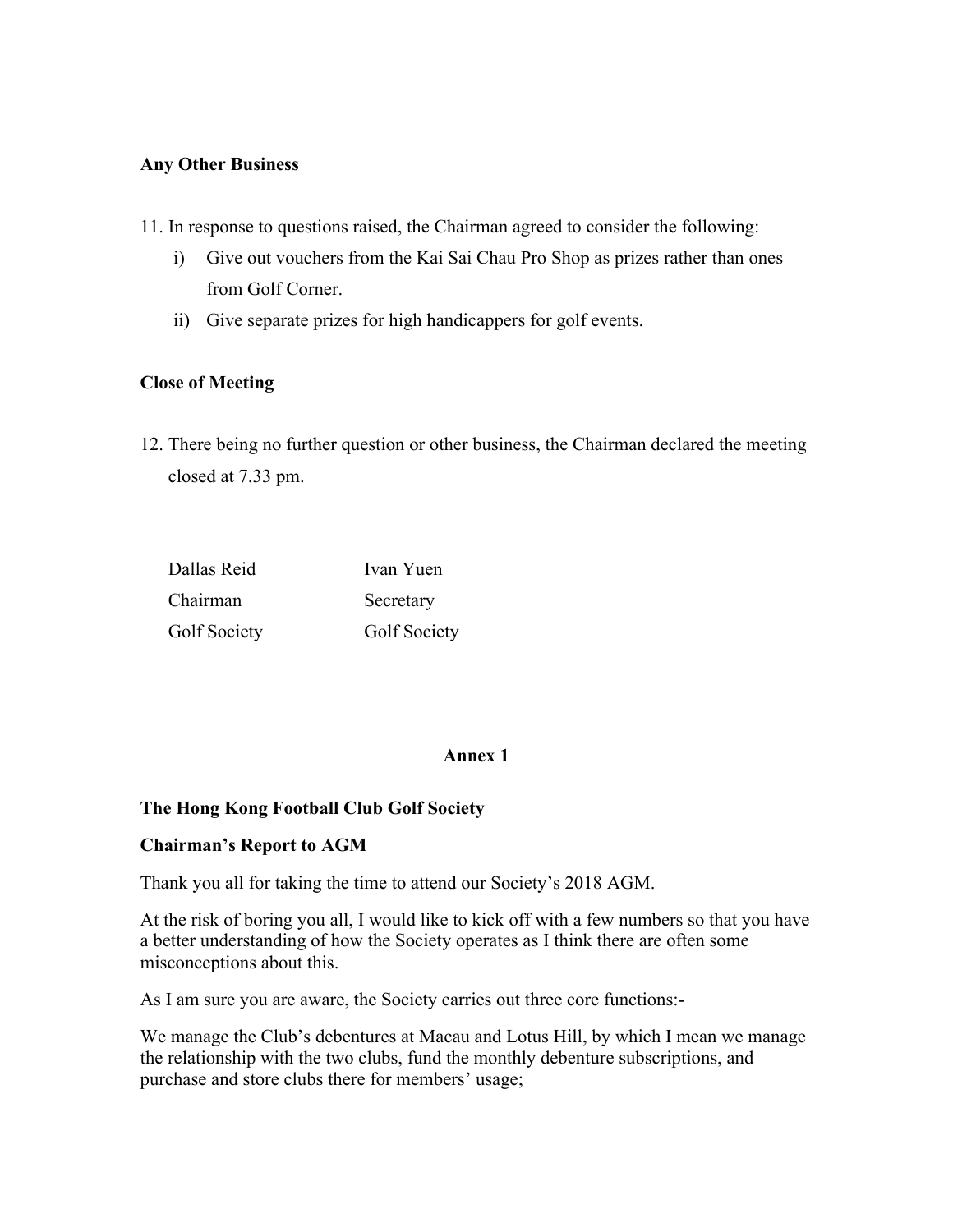**Any Other Business**

11. In response to questions raised, the Chairman agreed to consider the following:
    i) Give out vouchers from the Kai Sai Chau Pro Shop as prizes rather than ones from Golf Corner.
    ii) Give separate prizes for high handicappers for golf events.

**Close of Meeting**

12. There being no further question or other business, the Chairman declared the meeting closed at 7.33 pm.

| | |
|---|---|
| Dallas Reid | Ivan Yuen |
| Chairman | Secretary |
| Golf Society | Golf Society |

**Annex 1**

**The Hong Kong Football Club Golf Society**

**Chairman's Report to AGM**

Thank you all for taking the time to attend our Society's 2018 AGM.

At the risk of boring you all, I would like to kick off with a few numbers so that you have a better understanding of how the Society operates as I think there are often some misconceptions about this.

As I am sure you are aware, the Society carries out three core functions:-

We manage the Club's debentures at Macau and Lotus Hill, by which I mean we manage the relationship with the two clubs, fund the monthly debenture subscriptions, and purchase and store clubs there for members' usage;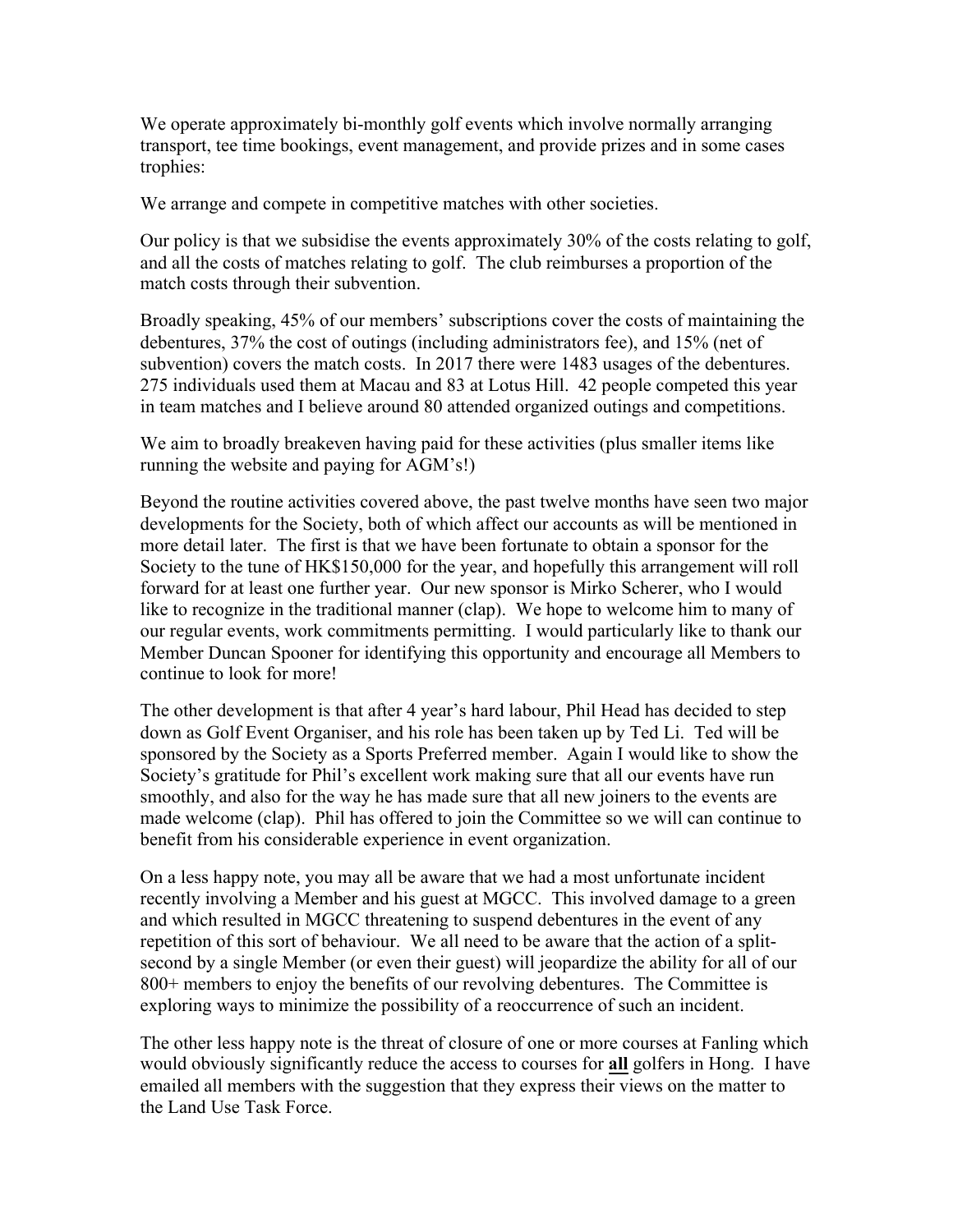We operate approximately bi-monthly golf events which involve normally arranging transport, tee time bookings, event management, and provide prizes and in some cases trophies:

We arrange and compete in competitive matches with other societies.

Our policy is that we subsidise the events approximately 30% of the costs relating to golf, and all the costs of matches relating to golf. The club reimburses a proportion of the match costs through their subvention.

Broadly speaking, 45% of our members' subscriptions cover the costs of maintaining the debentures, 37% the cost of outings (including administrators fee), and 15% (net of subvention) covers the match costs. In 2017 there were 1483 usages of the debentures. 275 individuals used them at Macau and 83 at Lotus Hill. 42 people competed this year in team matches and I believe around 80 attended organized outings and competitions.

We aim to broadly breakeven having paid for these activities (plus smaller items like running the website and paying for AGM's!)

Beyond the routine activities covered above, the past twelve months have seen two major developments for the Society, both of which affect our accounts as will be mentioned in more detail later. The first is that we have been fortunate to obtain a sponsor for the Society to the tune of HK$150,000 for the year, and hopefully this arrangement will roll forward for at least one further year. Our new sponsor is Mirko Scherer, who I would like to recognize in the traditional manner (clap). We hope to welcome him to many of our regular events, work commitments permitting. I would particularly like to thank our Member Duncan Spooner for identifying this opportunity and encourage all Members to continue to look for more!

The other development is that after 4 year's hard labour, Phil Head has decided to step down as Golf Event Organiser, and his role has been taken up by Ted Li. Ted will be sponsored by the Society as a Sports Preferred member. Again I would like to show the Society's gratitude for Phil's excellent work making sure that all our events have run smoothly, and also for the way he has made sure that all new joiners to the events are made welcome (clap). Phil has offered to join the Committee so we will can continue to benefit from his considerable experience in event organization.

On a less happy note, you may all be aware that we had a most unfortunate incident recently involving a Member and his guest at MGCC. This involved damage to a green and which resulted in MGCC threatening to suspend debentures in the event of any repetition of this sort of behaviour. We all need to be aware that the action of a split-second by a single Member (or even their guest) will jeopardize the ability for all of our 800+ members to enjoy the benefits of our revolving debentures. The Committee is exploring ways to minimize the possibility of a reoccurrence of such an incident.

The other less happy note is the threat of closure of one or more courses at Fanling which would obviously significantly reduce the access to courses for **all** golfers in Hong. I have emailed all members with the suggestion that they express their views on the matter to the Land Use Task Force.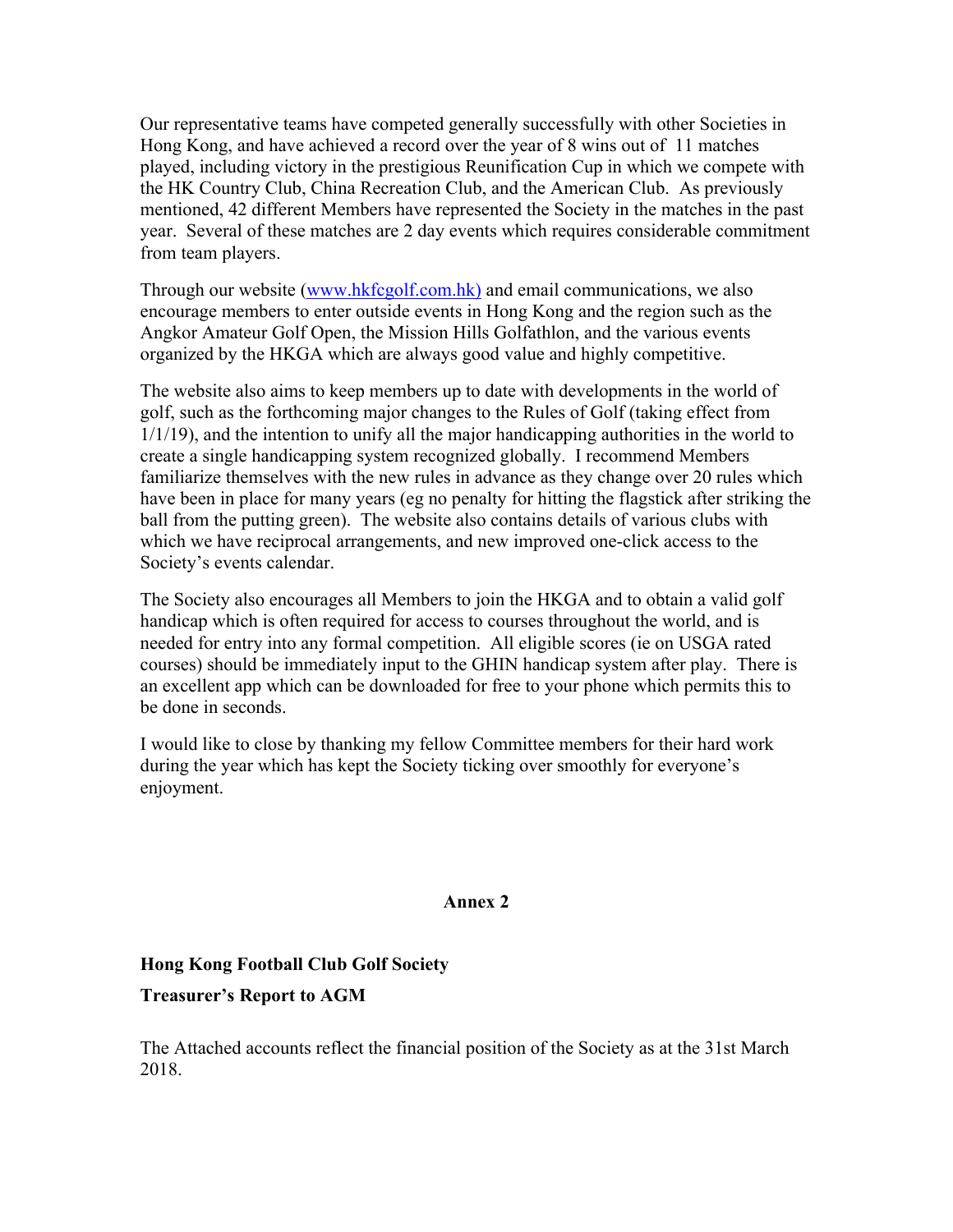Our representative teams have competed generally successfully with other Societies in Hong Kong, and have achieved a record over the year of 8 wins out of 11 matches played, including victory in the prestigious Reunification Cup in which we compete with the HK Country Club, China Recreation Club, and the American Club. As previously mentioned, 42 different Members have represented the Society in the matches in the past year. Several of these matches are 2 day events which requires considerable commitment from team players.

Through our website (www.hkfcgolf.com.hk) and email communications, we also encourage members to enter outside events in Hong Kong and the region such as the Angkor Amateur Golf Open, the Mission Hills Golfathlon, and the various events organized by the HKGA which are always good value and highly competitive.

The website also aims to keep members up to date with developments in the world of golf, such as the forthcoming major changes to the Rules of Golf (taking effect from 1/1/19), and the intention to unify all the major handicapping authorities in the world to create a single handicapping system recognized globally. I recommend Members familiarize themselves with the new rules in advance as they change over 20 rules which have been in place for many years (eg no penalty for hitting the flagstick after striking the ball from the putting green). The website also contains details of various clubs with which we have reciprocal arrangements, and new improved one-click access to the Society's events calendar.

The Society also encourages all Members to join the HKGA and to obtain a valid golf handicap which is often required for access to courses throughout the world, and is needed for entry into any formal competition. All eligible scores (ie on USGA rated courses) should be immediately input to the GHIN handicap system after play. There is an excellent app which can be downloaded for free to your phone which permits this to be done in seconds.

I would like to close by thanking my fellow Committee members for their hard work during the year which has kept the Society ticking over smoothly for everyone's enjoyment.

**Annex 2**

**Hong Kong Football Club Golf Society**

**Treasurer's Report to AGM**

The Attached accounts reflect the financial position of the Society as at the 31st March 2018.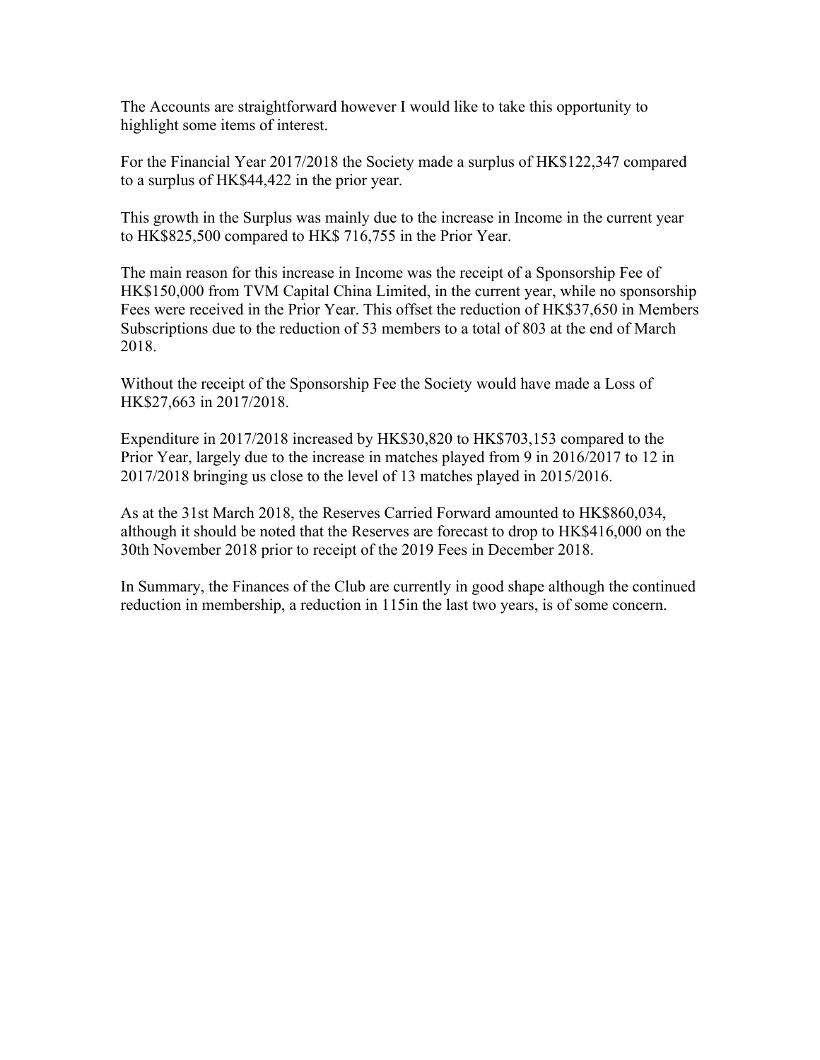The Accounts are straightforward however I would like to take this opportunity to highlight some items of interest.

For the Financial Year 2017/2018 the Society made a surplus of HK$122,347 compared to a surplus of HK$44,422 in the prior year.

This growth in the Surplus was mainly due to the increase in Income in the current year to HK$825,500 compared to HK$ 716,755 in the Prior Year.

The main reason for this increase in Income was the receipt of a Sponsorship Fee of HK$150,000 from TVM Capital China Limited, in the current year, while no sponsorship Fees were received in the Prior Year. This offset the reduction of HK$37,650 in Members Subscriptions due to the reduction of 53 members to a total of 803 at the end of March 2018.

Without the receipt of the Sponsorship Fee the Society would have made a Loss of HK$27,663 in 2017/2018.

Expenditure in 2017/2018 increased by HK$30,820 to HK$703,153 compared to the Prior Year, largely due to the increase in matches played from 9 in 2016/2017 to 12 in 2017/2018 bringing us close to the level of 13 matches played in 2015/2016.

As at the 31st March 2018, the Reserves Carried Forward amounted to HK$860,034, although it should be noted that the Reserves are forecast to drop to HK$416,000 on the 30th November 2018 prior to receipt of the 2019 Fees in December 2018.

In Summary, the Finances of the Club are currently in good shape although the continued reduction in membership, a reduction in 115in the last two years, is of some concern.